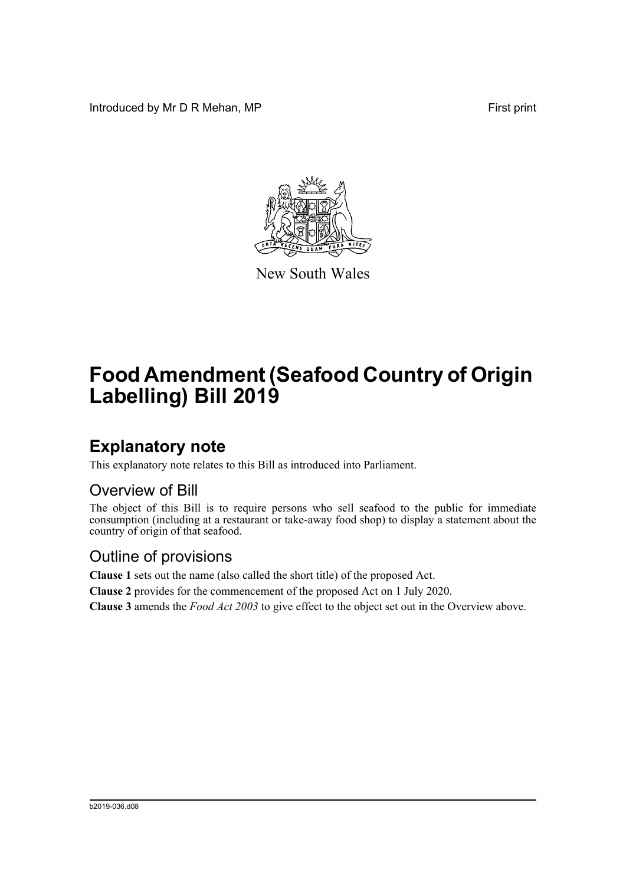Introduced by Mr D R Mehan, MP

First print

New South Wales

# Food Amendment (Seafood Country of Origin Labelling) Bill 2019

## Explanatory note

This explanatory note relates to this Bill as introduced into Parliament.

### Overview of Bill

The object of this Bill is to require persons who sell seafood to the public for immediate consumption (including at a restaurant or take-away food shop) to display a statement about the country of origin of that seafood.

### Outline of provisions

**Clause 1** sets out the name (also called the short title) of the proposed Act.

**Clause 2** provides for the commencement of the proposed Act on 1 July 2020.

**Clause 3** amends the *Food Act 2003* to give effect to the object set out in the Overview above.

b2019-036.d08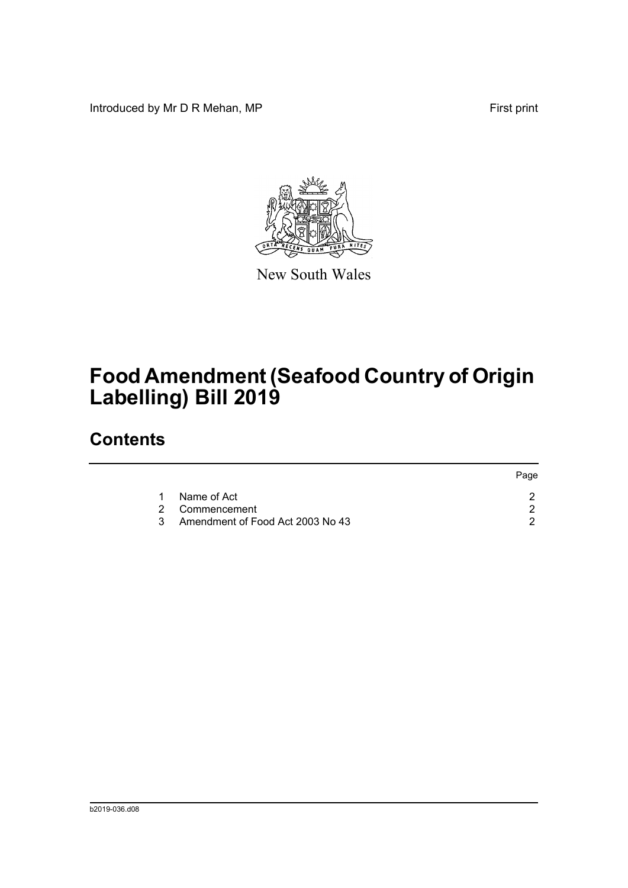Introduced by Mr D R Mehan, MP

First print

New South Wales

# Food Amendment (Seafood Country of Origin Labelling) Bill 2019

## Contents

| | | Page |
|---|---|---|
| 1 | Name of Act | 2 |
| 2 | Commencement | 2 |
| 3 | Amendment of Food Act 2003 No 43 | 2 |

b2019-036.d08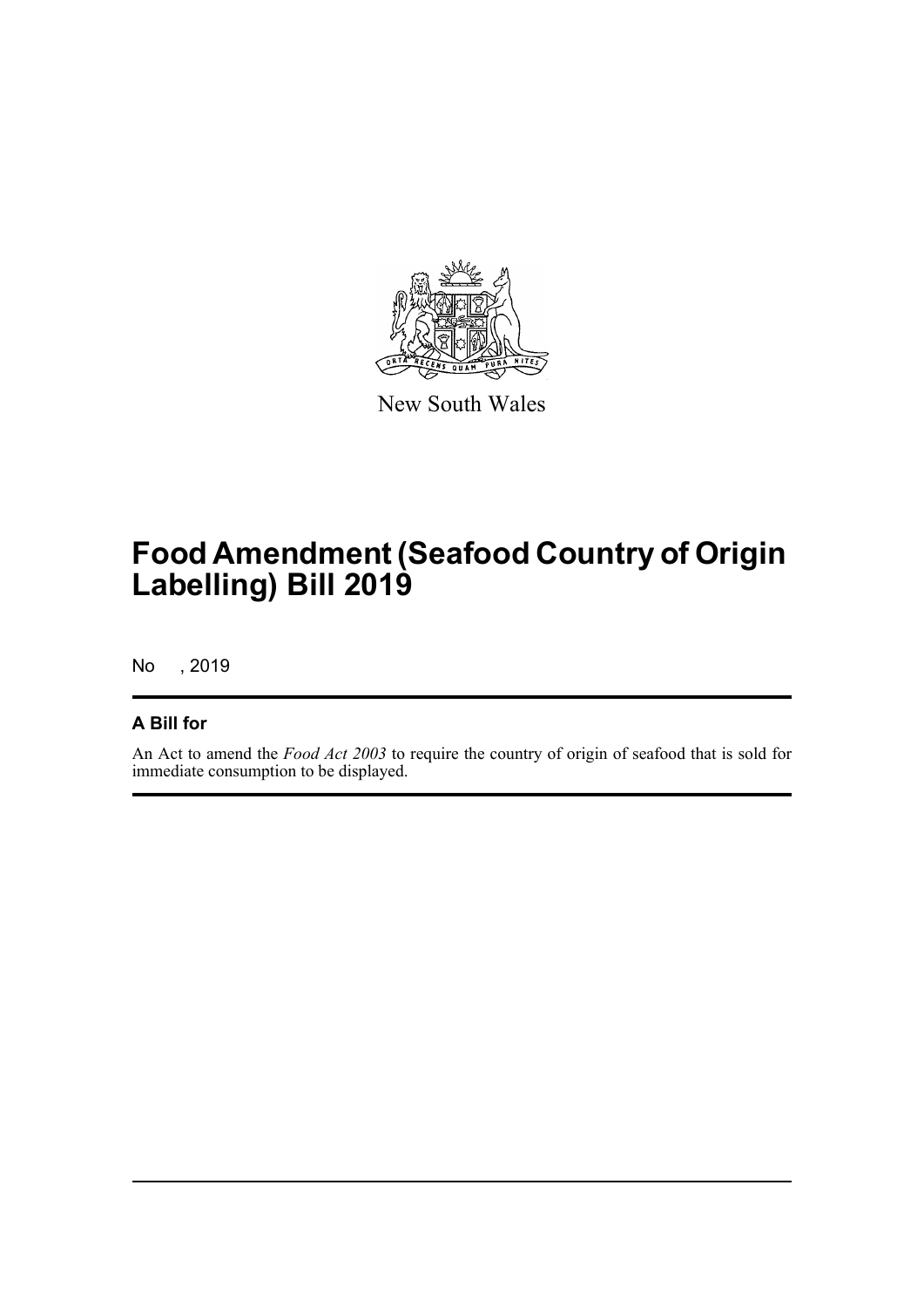New South Wales

# Food Amendment (Seafood Country of Origin Labelling) Bill 2019

No , 2019

## A Bill for

An Act to amend the *Food Act 2003* to require the country of origin of seafood that is sold for immediate consumption to be displayed.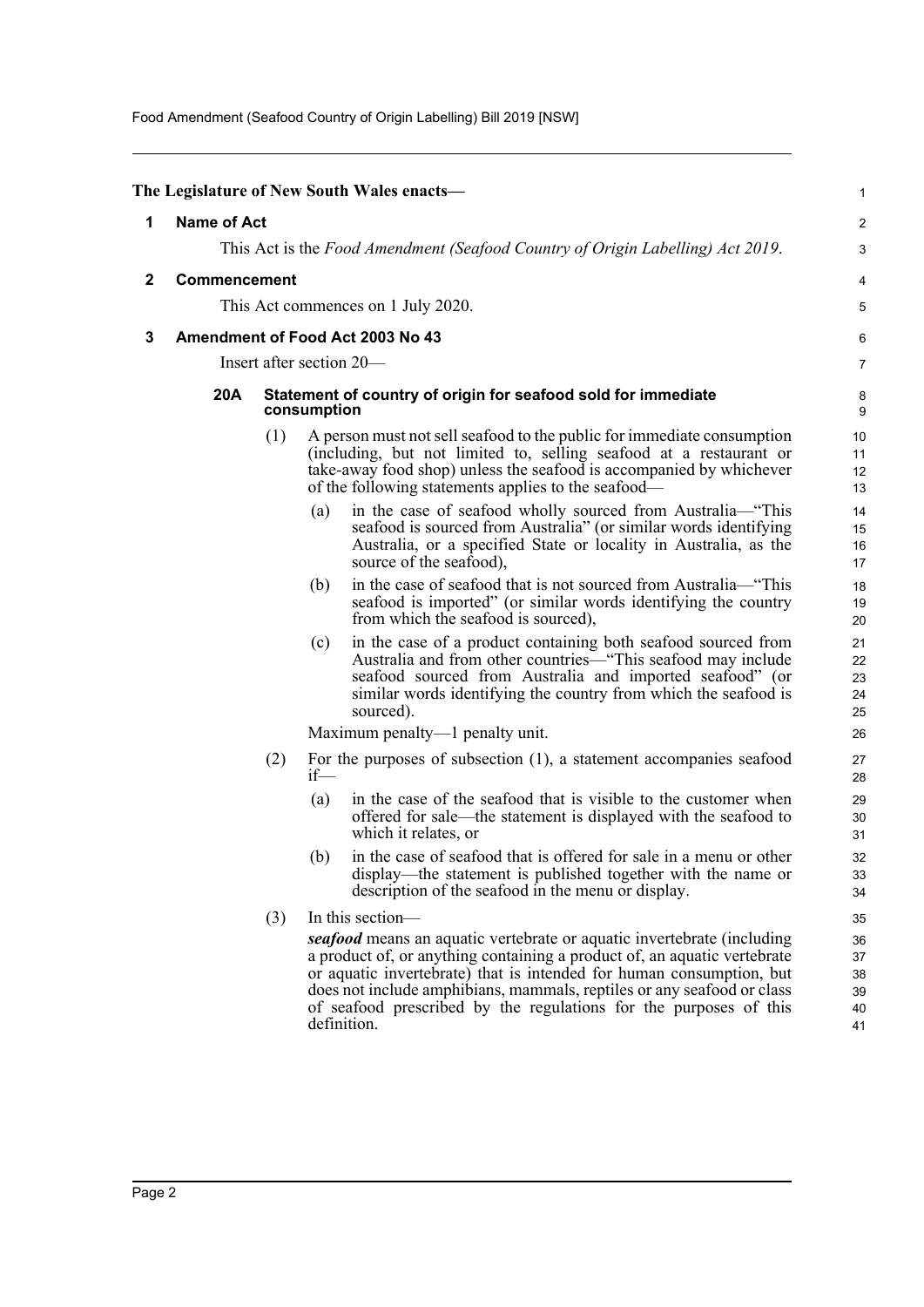The Legislature of New South Wales enacts—

## 1 Name of Act

This Act is the *Food Amendment (Seafood Country of Origin Labelling) Act 2019*.

## 2 Commencement

This Act commences on 1 July 2020.

## 3 Amendment of Food Act 2003 No 43

Insert after section 20—

### 20A Statement of country of origin for seafood sold for immediate consumption

(1) A person must not sell seafood to the public for immediate consumption (including, but not limited to, selling seafood at a restaurant or take-away food shop) unless the seafood is accompanied by whichever of the following statements applies to the seafood—

(a) in the case of seafood wholly sourced from Australia—"This seafood is sourced from Australia" (or similar words identifying Australia, or a specified State or locality in Australia, as the source of the seafood),

(b) in the case of seafood that is not sourced from Australia—"This seafood is imported" (or similar words identifying the country from which the seafood is sourced),

(c) in the case of a product containing both seafood sourced from Australia and from other countries—"This seafood may include seafood sourced from Australia and imported seafood" (or similar words identifying the country from which the seafood is sourced).

Maximum penalty—1 penalty unit.

(2) For the purposes of subsection (1), a statement accompanies seafood if—

(a) in the case of the seafood that is visible to the customer when offered for sale—the statement is displayed with the seafood to which it relates, or

(b) in the case of seafood that is offered for sale in a menu or other display—the statement is published together with the name or description of the seafood in the menu or display.

(3) In this section—

***seafood*** means an aquatic vertebrate or aquatic invertebrate (including a product of, or anything containing a product of, an aquatic vertebrate or aquatic invertebrate) that is intended for human consumption, but does not include amphibians, mammals, reptiles or any seafood or class of seafood prescribed by the regulations for the purposes of this definition.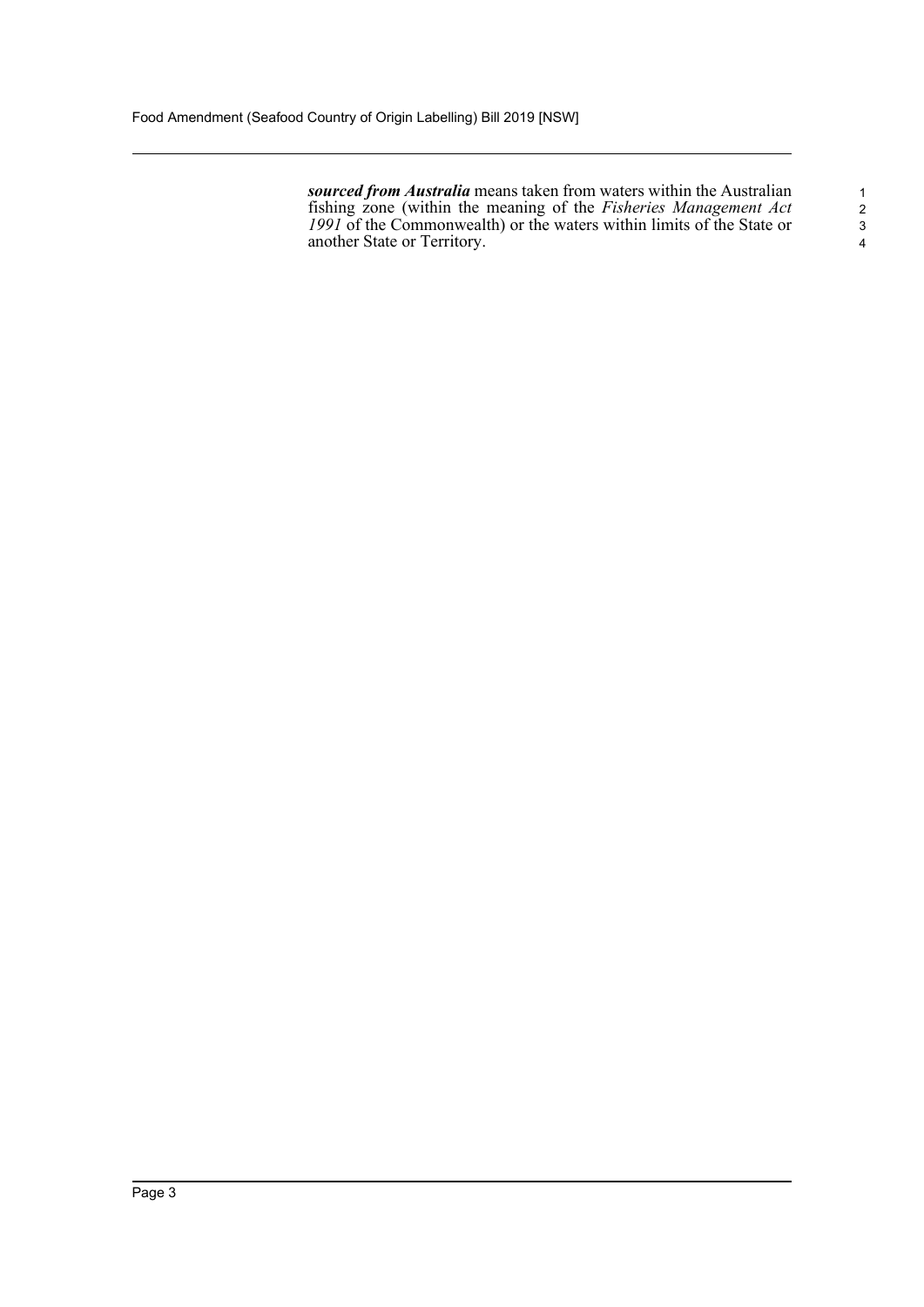***sourced from Australia*** means taken from waters within the Australian fishing zone (within the meaning of the *Fisheries Management Act 1991* of the Commonwealth) or the waters within limits of the State or another State or Territory.